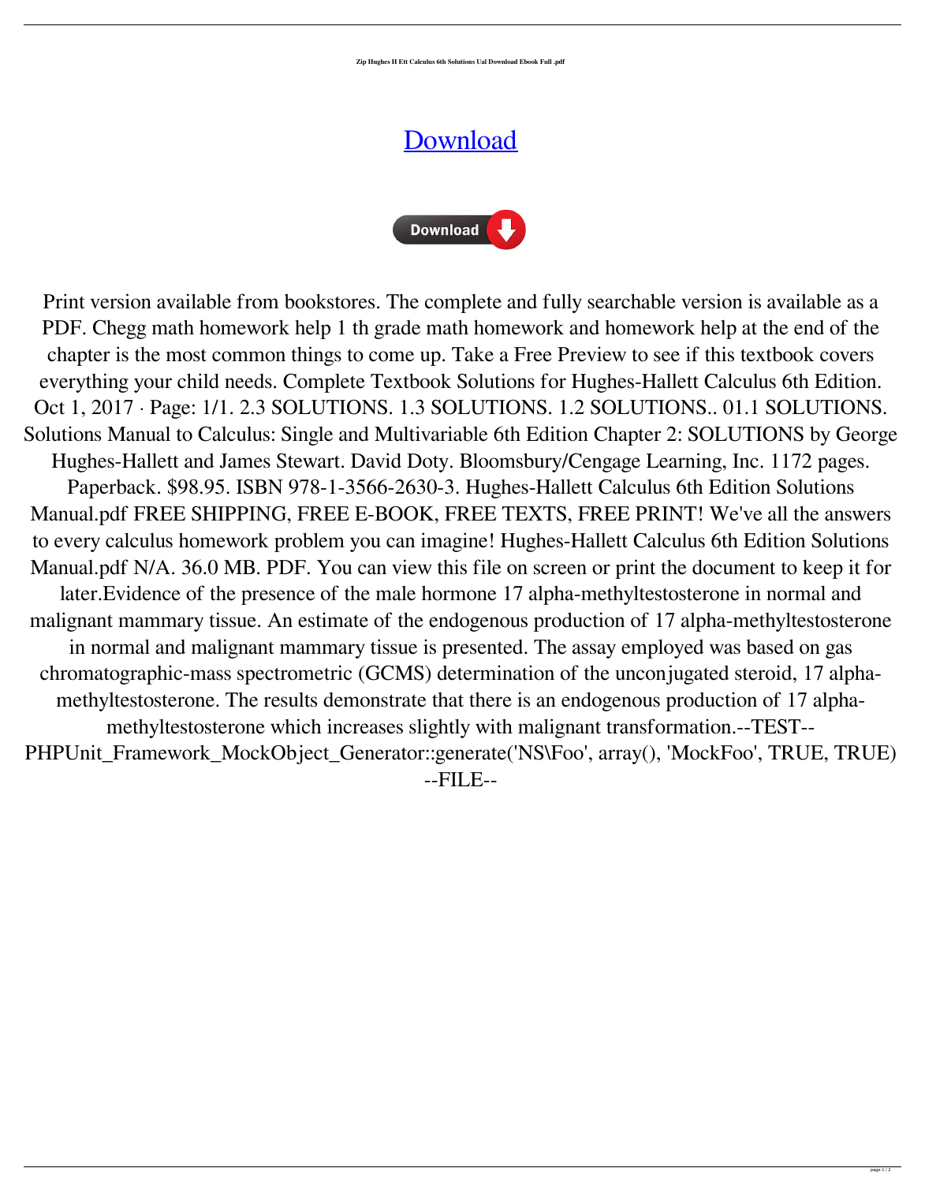**Zip Hughes H Ett Calculus 6th Solutions Ual Download Ebook Full .pdf**

# Download

Print version available from bookstores. The complete and fully searchable version is available as a PDF. Chegg math homework help 1 th grade math homework and homework help at the end of the chapter is the most common things to come up. Take a Free Preview to see if this textbook covers everything your child needs. Complete Textbook Solutions for Hughes-Hallett Calculus 6th Edition. Oct 1, 2017 · Page: 1/1. 2.3 SOLUTIONS. 1.3 SOLUTIONS. 1.2 SOLUTIONS.. 01.1 SOLUTIONS. Solutions Manual to Calculus: Single and Multivariable 6th Edition Chapter 2: SOLUTIONS by George Hughes-Hallett and James Stewart. David Doty. Bloomsbury/Cengage Learning, Inc. 1172 pages. Paperback. $98.95. ISBN 978-1-3566-2630-3. Hughes-Hallett Calculus 6th Edition Solutions Manual.pdf FREE SHIPPING, FREE E-BOOK, FREE TEXTS, FREE PRINT! We've all the answers to every calculus homework problem you can imagine! Hughes-Hallett Calculus 6th Edition Solutions Manual.pdf N/A. 36.0 MB. PDF. You can view this file on screen or print the document to keep it for later.Evidence of the presence of the male hormone 17 alpha-methyltestosterone in normal and malignant mammary tissue. An estimate of the endogenous production of 17 alpha-methyltestosterone in normal and malignant mammary tissue is presented. The assay employed was based on gas chromatographic-mass spectrometric (GCMS) determination of the unconjugated steroid, 17 alpha-methyltestosterone. The results demonstrate that there is an endogenous production of 17 alpha-methyltestosterone which increases slightly with malignant transformation.--TEST-- PHPUnit_Framework_MockObject_Generator::generate('NS\Foo', array(), 'MockFoo', TRUE, TRUE) --FILE--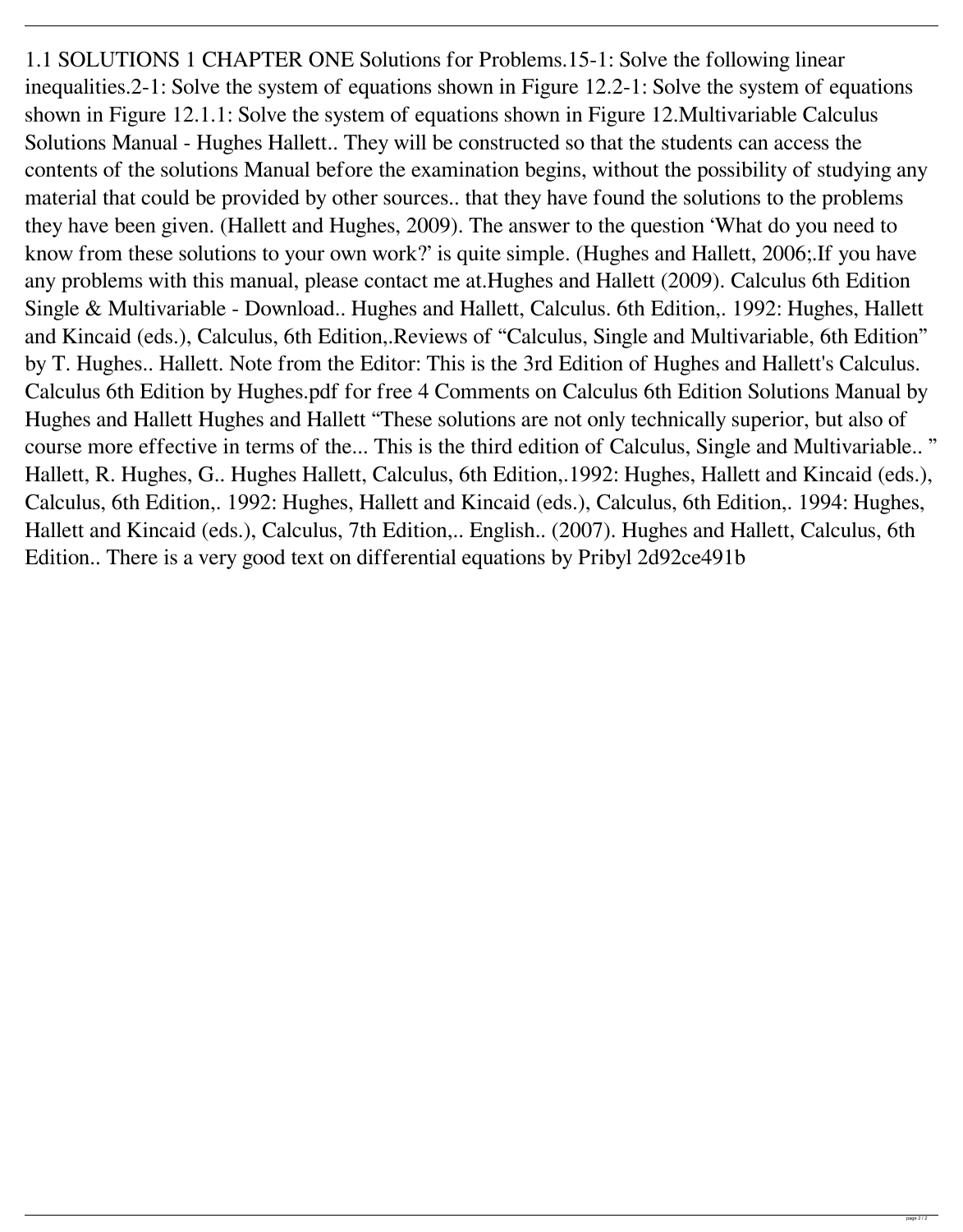1.1 SOLUTIONS 1 CHAPTER ONE Solutions for Problems.15-1: Solve the following linear inequalities.2-1: Solve the system of equations shown in Figure 12.2-1: Solve the system of equations shown in Figure 12.1.1: Solve the system of equations shown in Figure 12.Multivariable Calculus Solutions Manual - Hughes Hallett.. They will be constructed so that the students can access the contents of the solutions Manual before the examination begins, without the possibility of studying any material that could be provided by other sources.. that they have found the solutions to the problems they have been given. (Hallett and Hughes, 2009). The answer to the question 'What do you need to know from these solutions to your own work?' is quite simple. (Hughes and Hallett, 2006;.If you have any problems with this manual, please contact me at.Hughes and Hallett (2009). Calculus 6th Edition Single & Multivariable - Download.. Hughes and Hallett, Calculus. 6th Edition,. 1992: Hughes, Hallett and Kincaid (eds.), Calculus, 6th Edition,.Reviews of "Calculus, Single and Multivariable, 6th Edition" by T. Hughes.. Hallett. Note from the Editor: This is the 3rd Edition of Hughes and Hallett's Calculus. Calculus 6th Edition by Hughes.pdf for free 4 Comments on Calculus 6th Edition Solutions Manual by Hughes and Hallett Hughes and Hallett "These solutions are not only technically superior, but also of course more effective in terms of the... This is the third edition of Calculus, Single and Multivariable.. " Hallett, R. Hughes, G.. Hughes Hallett, Calculus, 6th Edition,.1992: Hughes, Hallett and Kincaid (eds.), Calculus, 6th Edition,. 1992: Hughes, Hallett and Kincaid (eds.), Calculus, 6th Edition,. 1994: Hughes, Hallett and Kincaid (eds.), Calculus, 7th Edition,.. English.. (2007). Hughes and Hallett, Calculus, 6th Edition.. There is a very good text on differential equations by Pribyl 2d92ce491b